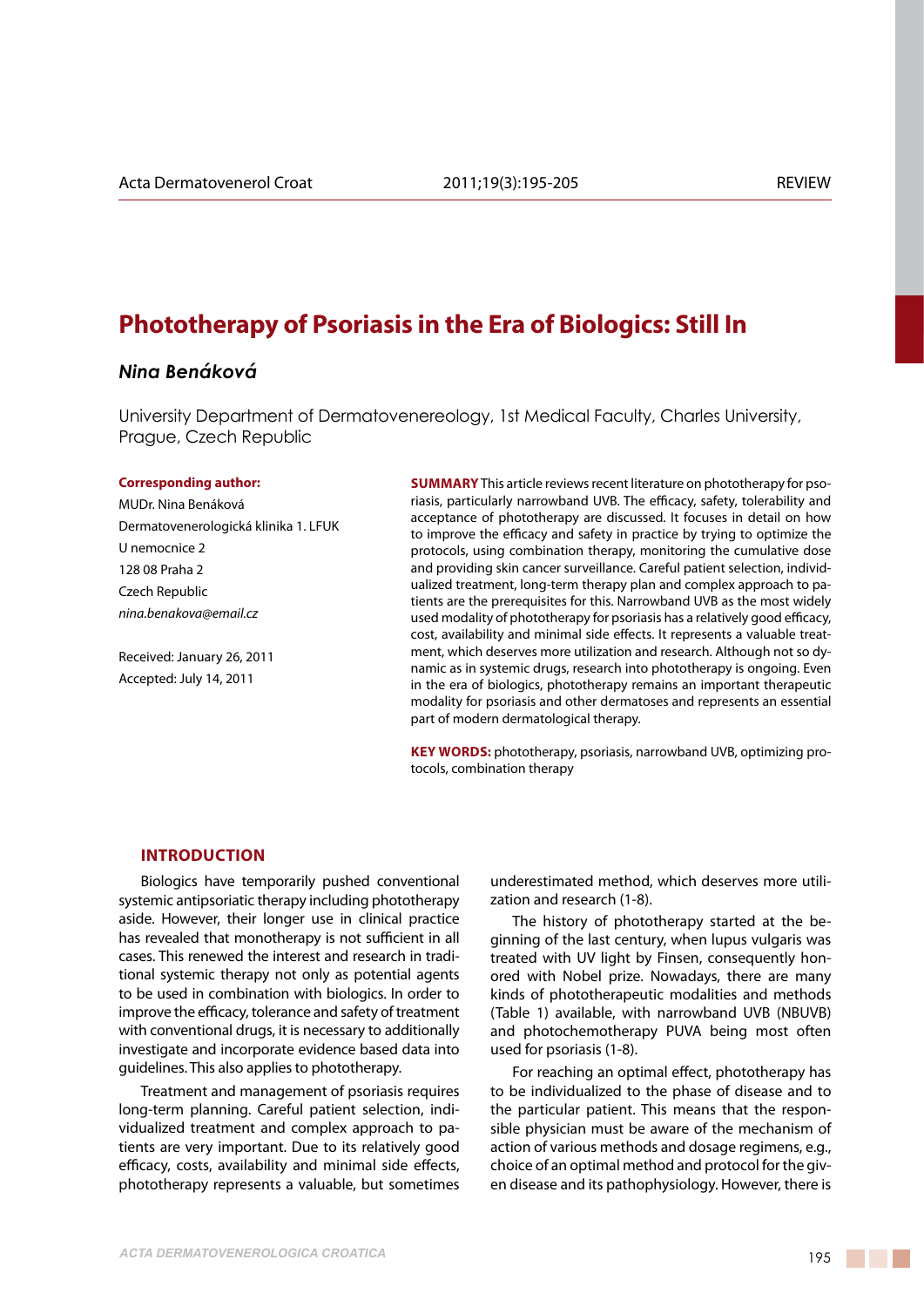# Phototherapy of Psoriasis in the Era of Biologics: Still In

***Nina Benáková***

University Department of Dermatovenereology, 1st Medical Faculty, Charles University, Prague, Czech Republic

**Corresponding author:**

MUDr. Nina Benáková

Dermatovenerologická klinika 1. LFUK

U nemocnice 2

128 08 Praha 2

Czech Republic

*nina.benakova@email.cz*

Received: January 26, 2011

Accepted: July 14, 2011

**SUMMARY** This article reviews recent literature on phototherapy for psoriasis, particularly narrowband UVB. The efficacy, safety, tolerability and acceptance of phototherapy are discussed. It focuses in detail on how to improve the efficacy and safety in practice by trying to optimize the protocols, using combination therapy, monitoring the cumulative dose and providing skin cancer surveillance. Careful patient selection, individualized treatment, long-term therapy plan and complex approach to patients are the prerequisites for this. Narrowband UVB as the most widely used modality of phototherapy for psoriasis has a relatively good efficacy, cost, availability and minimal side effects. It represents a valuable treatment, which deserves more utilization and research. Although not so dynamic as in systemic drugs, research into phototherapy is ongoing. Even in the era of biologics, phototherapy remains an important therapeutic modality for psoriasis and other dermatoses and represents an essential part of modern dermatological therapy.

**KEY WORDS:** phototherapy, psoriasis, narrowband UVB, optimizing protocols, combination therapy

## INTRODUCTION

Biologics have temporarily pushed conventional systemic antipsoriatic therapy including phototherapy aside. However, their longer use in clinical practice has revealed that monotherapy is not sufficient in all cases. This renewed the interest and research in traditional systemic therapy not only as potential agents to be used in combination with biologics. In order to improve the efficacy, tolerance and safety of treatment with conventional drugs, it is necessary to additionally investigate and incorporate evidence based data into guidelines. This also applies to phototherapy.

Treatment and management of psoriasis requires long-term planning. Careful patient selection, individualized treatment and complex approach to patients are very important. Due to its relatively good efficacy, costs, availability and minimal side effects, phototherapy represents a valuable, but sometimes underestimated method, which deserves more utilization and research (1-8).

The history of phototherapy started at the beginning of the last century, when lupus vulgaris was treated with UV light by Finsen, consequently honored with Nobel prize. Nowadays, there are many kinds of phototherapeutic modalities and methods (Table 1) available, with narrowband UVB (NBUVB) and photochemotherapy PUVA being most often used for psoriasis (1-8).

For reaching an optimal effect, phototherapy has to be individualized to the phase of disease and to the particular patient. This means that the responsible physician must be aware of the mechanism of action of various methods and dosage regimens, e.g., choice of an optimal method and protocol for the given disease and its pathophysiology. However, there is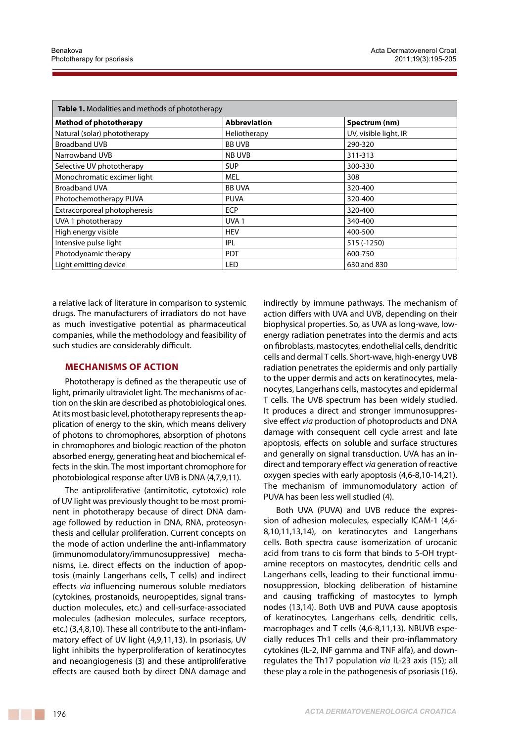**Table 1.** Modalities and methods of phototherapy

| Method of phototherapy | Abbreviation | Spectrum (nm) |
|---|---|---|
| Natural (solar) phototherapy | Heliotherapy | UV, visible light, IR |
| Broadband UVB | BB UVB | 290-320 |
| Narrowband UVB | NB UVB | 311-313 |
| Selective UV phototherapy | SUP | 300-330 |
| Monochromatic excimer light | MEL | 308 |
| Broadband UVA | BB UVA | 320-400 |
| Photochemotherapy PUVA | PUVA | 320-400 |
| Extracorporeal photopheresis | ECP | 320-400 |
| UVA 1 phototherapy | UVA 1 | 340-400 |
| High energy visible | HEV | 400-500 |
| Intensive pulse light | IPL | 515 (-1250) |
| Photodynamic therapy | PDT | 600-750 |
| Light emitting device | LED | 630 and 830 |

a relative lack of literature in comparison to systemic drugs. The manufacturers of irradiators do not have as much investigative potential as pharmaceutical companies, while the methodology and feasibility of such studies are considerably difficult.

## MECHANISMS OF ACTION

Phototherapy is defined as the therapeutic use of light, primarily ultraviolet light. The mechanisms of action on the skin are described as photobiological ones. At its most basic level, phototherapy represents the application of energy to the skin, which means delivery of photons to chromophores, absorption of photons in chromophores and biologic reaction of the photon absorbed energy, generating heat and biochemical effects in the skin. The most important chromophore for photobiological response after UVB is DNA (4,7,9,11).

The antiproliferative (antimitotic, cytotoxic) role of UV light was previously thought to be most prominent in phototherapy because of direct DNA damage followed by reduction in DNA, RNA, proteosynthesis and cellular proliferation. Current concepts on the mode of action underline the anti-inflammatory (immunomodulatory/immunosuppressive) mechanisms, i.e. direct effects on the induction of apoptosis (mainly Langerhans cells, T cells) and indirect effects *via* influencing numerous soluble mediators (cytokines, prostanoids, neuropeptides, signal transduction molecules, etc.) and cell-surface-associated molecules (adhesion molecules, surface receptors, etc.) (3,4,8,10). These all contribute to the anti-inflammatory effect of UV light (4,9,11,13). In psoriasis, UV light inhibits the hyperproliferation of keratinocytes and neoangiogenesis (3) and these antiproliferative effects are caused both by direct DNA damage and indirectly by immune pathways. The mechanism of action differs with UVA and UVB, depending on their biophysical properties. So, as UVA as long-wave, low-energy radiation penetrates into the dermis and acts on fibroblasts, mastocytes, endothelial cells, dendritic cells and dermal T cells. Short-wave, high-energy UVB radiation penetrates the epidermis and only partially to the upper dermis and acts on keratinocytes, melanocytes, Langerhans cells, mastocytes and epidermal T cells. The UVB spectrum has been widely studied. It produces a direct and stronger immunosuppressive effect *via* production of photoproducts and DNA damage with consequent cell cycle arrest and late apoptosis, effects on soluble and surface structures and generally on signal transduction. UVA has an indirect and temporary effect *via* generation of reactive oxygen species with early apoptosis (4,6-8,10-14,21). The mechanism of immunomodulatory action of PUVA has been less well studied (4).

Both UVA (PUVA) and UVB reduce the expression of adhesion molecules, especially ICAM-1 (4,6-8,10,11,13,14), on keratinocytes and Langerhans cells. Both spectra cause isomerization of urocanic acid from trans to cis form that binds to 5-OH tryptamine receptors on mastocytes, dendritic cells and Langerhans cells, leading to their functional immunosuppression, blocking deliberation of histamine and causing trafficking of mastocytes to lymph nodes (13,14). Both UVB and PUVA cause apoptosis of keratinocytes, Langerhans cells, dendritic cells, macrophages and T cells (4,6-8,11,13). NBUVB especially reduces Th1 cells and their pro-inflammatory cytokines (IL-2, INF gamma and TNF alfa), and downregulates the Th17 population *via* IL-23 axis (15); all these play a role in the pathogenesis of psoriasis (16).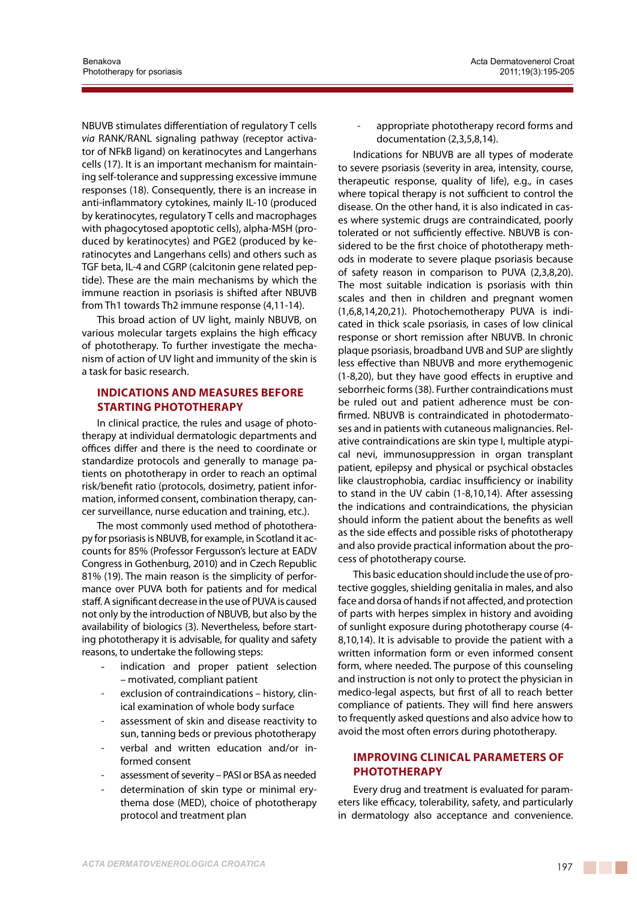NBUVB stimulates differentiation of regulatory T cells *via* RANK/RANL signaling pathway (receptor activator of NFkB ligand) on keratinocytes and Langerhans cells (17). It is an important mechanism for maintaining self-tolerance and suppressing excessive immune responses (18). Consequently, there is an increase in anti-inflammatory cytokines, mainly IL-10 (produced by keratinocytes, regulatory T cells and macrophages with phagocytosed apoptotic cells), alpha-MSH (produced by keratinocytes) and PGE2 (produced by keratinocytes and Langerhans cells) and others such as TGF beta, IL-4 and CGRP (calcitonin gene related peptide). These are the main mechanisms by which the immune reaction in psoriasis is shifted after NBUVB from Th1 towards Th2 immune response (4,11-14).

This broad action of UV light, mainly NBUVB, on various molecular targets explains the high efficacy of phototherapy. To further investigate the mechanism of action of UV light and immunity of the skin is a task for basic research.

## INDICATIONS AND MEASURES BEFORE STARTING PHOTOTHERAPY

In clinical practice, the rules and usage of phototherapy at individual dermatologic departments and offices differ and there is the need to coordinate or standardize protocols and generally to manage patients on phototherapy in order to reach an optimal risk/benefit ratio (protocols, dosimetry, patient information, informed consent, combination therapy, cancer surveillance, nurse education and training, etc.).

The most commonly used method of phototherapy for psoriasis is NBUVB, for example, in Scotland it accounts for 85% (Professor Fergusson's lecture at EADV Congress in Gothenburg, 2010) and in Czech Republic 81% (19). The main reason is the simplicity of performance over PUVA both for patients and for medical staff. A significant decrease in the use of PUVA is caused not only by the introduction of NBUVB, but also by the availability of biologics (3). Nevertheless, before starting phototherapy it is advisable, for quality and safety reasons, to undertake the following steps:

- indication and proper patient selection – motivated, compliant patient
- exclusion of contraindications – history, clinical examination of whole body surface
- assessment of skin and disease reactivity to sun, tanning beds or previous phototherapy
- verbal and written education and/or informed consent
- assessment of severity – PASI or BSA as needed
- determination of skin type or minimal erythema dose (MED), choice of phototherapy protocol and treatment plan
- appropriate phototherapy record forms and documentation (2,3,5,8,14).

Indications for NBUVB are all types of moderate to severe psoriasis (severity in area, intensity, course, therapeutic response, quality of life), e.g., in cases where topical therapy is not sufficient to control the disease. On the other hand, it is also indicated in cases where systemic drugs are contraindicated, poorly tolerated or not sufficiently effective. NBUVB is considered to be the first choice of phototherapy methods in moderate to severe plaque psoriasis because of safety reason in comparison to PUVA (2,3,8,20). The most suitable indication is psoriasis with thin scales and then in children and pregnant women (1,6,8,14,20,21). Photochemotherapy PUVA is indicated in thick scale psoriasis, in cases of low clinical response or short remission after NBUVB. In chronic plaque psoriasis, broadband UVB and SUP are slightly less effective than NBUVB and more erythemogenic (1-8,20), but they have good effects in eruptive and seborrheic forms (38). Further contraindications must be ruled out and patient adherence must be confirmed. NBUVB is contraindicated in photodermatoses and in patients with cutaneous malignancies. Relative contraindications are skin type I, multiple atypical nevi, immunosuppression in organ transplant patient, epilepsy and physical or psychical obstacles like claustrophobia, cardiac insufficiency or inability to stand in the UV cabin (1-8,10,14). After assessing the indications and contraindications, the physician should inform the patient about the benefits as well as the side effects and possible risks of phototherapy and also provide practical information about the process of phototherapy course.

This basic education should include the use of protective goggles, shielding genitalia in males, and also face and dorsa of hands if not affected, and protection of parts with herpes simplex in history and avoiding of sunlight exposure during phototherapy course (4-8,10,14). It is advisable to provide the patient with a written information form or even informed consent form, where needed. The purpose of this counseling and instruction is not only to protect the physician in medico-legal aspects, but first of all to reach better compliance of patients. They will find here answers to frequently asked questions and also advice how to avoid the most often errors during phototherapy.

## IMPROVING CLINICAL PARAMETERS OF PHOTOTHERAPY

Every drug and treatment is evaluated for parameters like efficacy, tolerability, safety, and particularly in dermatology also acceptance and convenience.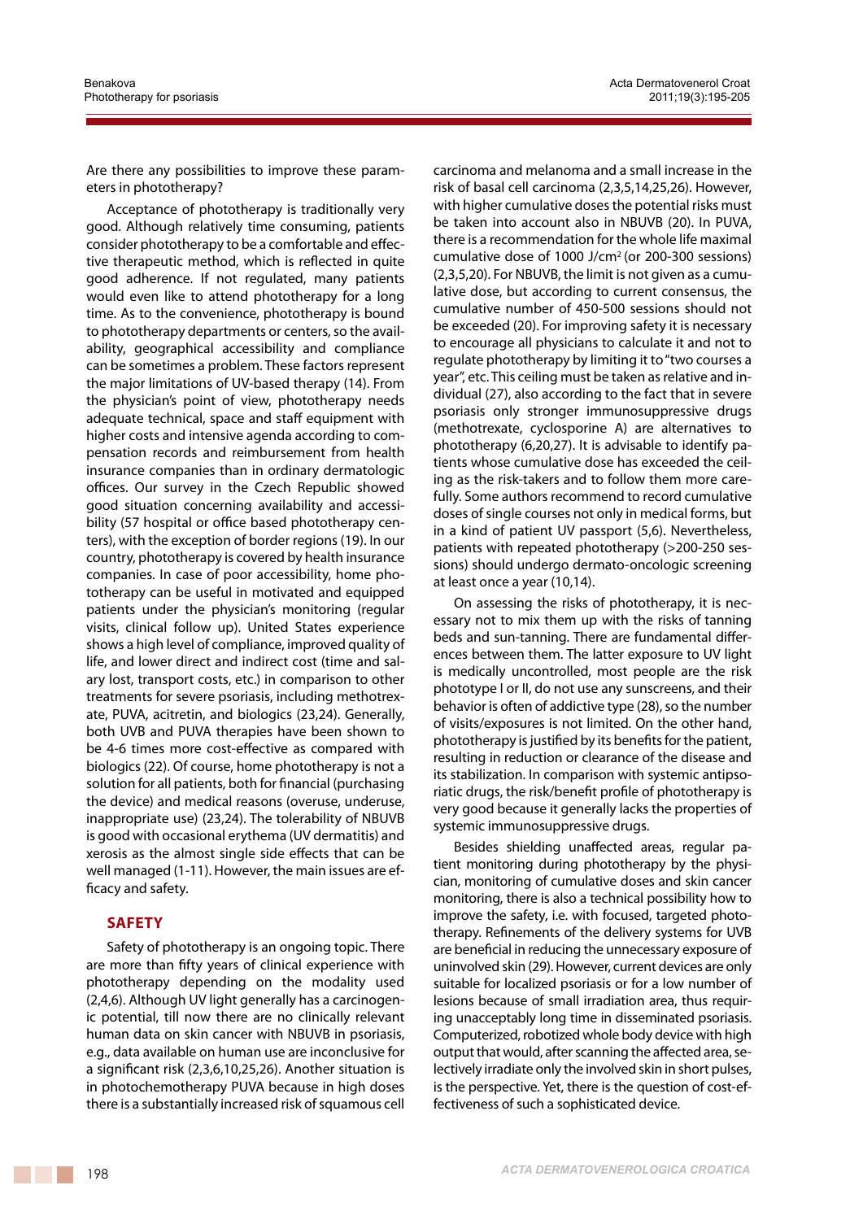Are there any possibilities to improve these parameters in phototherapy?

Acceptance of phototherapy is traditionally very good. Although relatively time consuming, patients consider phototherapy to be a comfortable and effective therapeutic method, which is reflected in quite good adherence. If not regulated, many patients would even like to attend phototherapy for a long time. As to the convenience, phototherapy is bound to phototherapy departments or centers, so the availability, geographical accessibility and compliance can be sometimes a problem. These factors represent the major limitations of UV-based therapy (14). From the physician's point of view, phototherapy needs adequate technical, space and staff equipment with higher costs and intensive agenda according to compensation records and reimbursement from health insurance companies than in ordinary dermatologic offices. Our survey in the Czech Republic showed good situation concerning availability and accessibility (57 hospital or office based phototherapy centers), with the exception of border regions (19). In our country, phototherapy is covered by health insurance companies. In case of poor accessibility, home phototherapy can be useful in motivated and equipped patients under the physician's monitoring (regular visits, clinical follow up). United States experience shows a high level of compliance, improved quality of life, and lower direct and indirect cost (time and salary lost, transport costs, etc.) in comparison to other treatments for severe psoriasis, including methotrexate, PUVA, acitretin, and biologics (23,24). Generally, both UVB and PUVA therapies have been shown to be 4-6 times more cost-effective as compared with biologics (22). Of course, home phototherapy is not a solution for all patients, both for financial (purchasing the device) and medical reasons (overuse, underuse, inappropriate use) (23,24). The tolerability of NBUVB is good with occasional erythema (UV dermatitis) and xerosis as the almost single side effects that can be well managed (1-11). However, the main issues are efficacy and safety.

## SAFETY

Safety of phototherapy is an ongoing topic. There are more than fifty years of clinical experience with phototherapy depending on the modality used (2,4,6). Although UV light generally has a carcinogenic potential, till now there are no clinically relevant human data on skin cancer with NBUVB in psoriasis, e.g., data available on human use are inconclusive for a significant risk (2,3,6,10,25,26). Another situation is in photochemotherapy PUVA because in high doses there is a substantially increased risk of squamous cell carcinoma and melanoma and a small increase in the risk of basal cell carcinoma (2,3,5,14,25,26). However, with higher cumulative doses the potential risks must be taken into account also in NBUVB (20). In PUVA, there is a recommendation for the whole life maximal cumulative dose of 1000 J/cm$^2$ (or 200-300 sessions) (2,3,5,20). For NBUVB, the limit is not given as a cumulative dose, but according to current consensus, the cumulative number of 450-500 sessions should not be exceeded (20). For improving safety it is necessary to encourage all physicians to calculate it and not to regulate phototherapy by limiting it to "two courses a year", etc. This ceiling must be taken as relative and individual (27), also according to the fact that in severe psoriasis only stronger immunosuppressive drugs (methotrexate, cyclosporine A) are alternatives to phototherapy (6,20,27). It is advisable to identify patients whose cumulative dose has exceeded the ceiling as the risk-takers and to follow them more carefully. Some authors recommend to record cumulative doses of single courses not only in medical forms, but in a kind of patient UV passport (5,6). Nevertheless, patients with repeated phototherapy (>200-250 sessions) should undergo dermato-oncologic screening at least once a year (10,14).

On assessing the risks of phototherapy, it is necessary not to mix them up with the risks of tanning beds and sun-tanning. There are fundamental differences between them. The latter exposure to UV light is medically uncontrolled, most people are the risk phototype I or II, do not use any sunscreens, and their behavior is often of addictive type (28), so the number of visits/exposures is not limited. On the other hand, phototherapy is justified by its benefits for the patient, resulting in reduction or clearance of the disease and its stabilization. In comparison with systemic antipsoriatic drugs, the risk/benefit profile of phototherapy is very good because it generally lacks the properties of systemic immunosuppressive drugs.

Besides shielding unaffected areas, regular patient monitoring during phototherapy by the physician, monitoring of cumulative doses and skin cancer monitoring, there is also a technical possibility how to improve the safety, i.e. with focused, targeted phototherapy. Refinements of the delivery systems for UVB are beneficial in reducing the unnecessary exposure of uninvolved skin (29). However, current devices are only suitable for localized psoriasis or for a low number of lesions because of small irradiation area, thus requiring unacceptably long time in disseminated psoriasis. Computerized, robotized whole body device with high output that would, after scanning the affected area, selectively irradiate only the involved skin in short pulses, is the perspective. Yet, there is the question of cost-effectiveness of such a sophisticated device.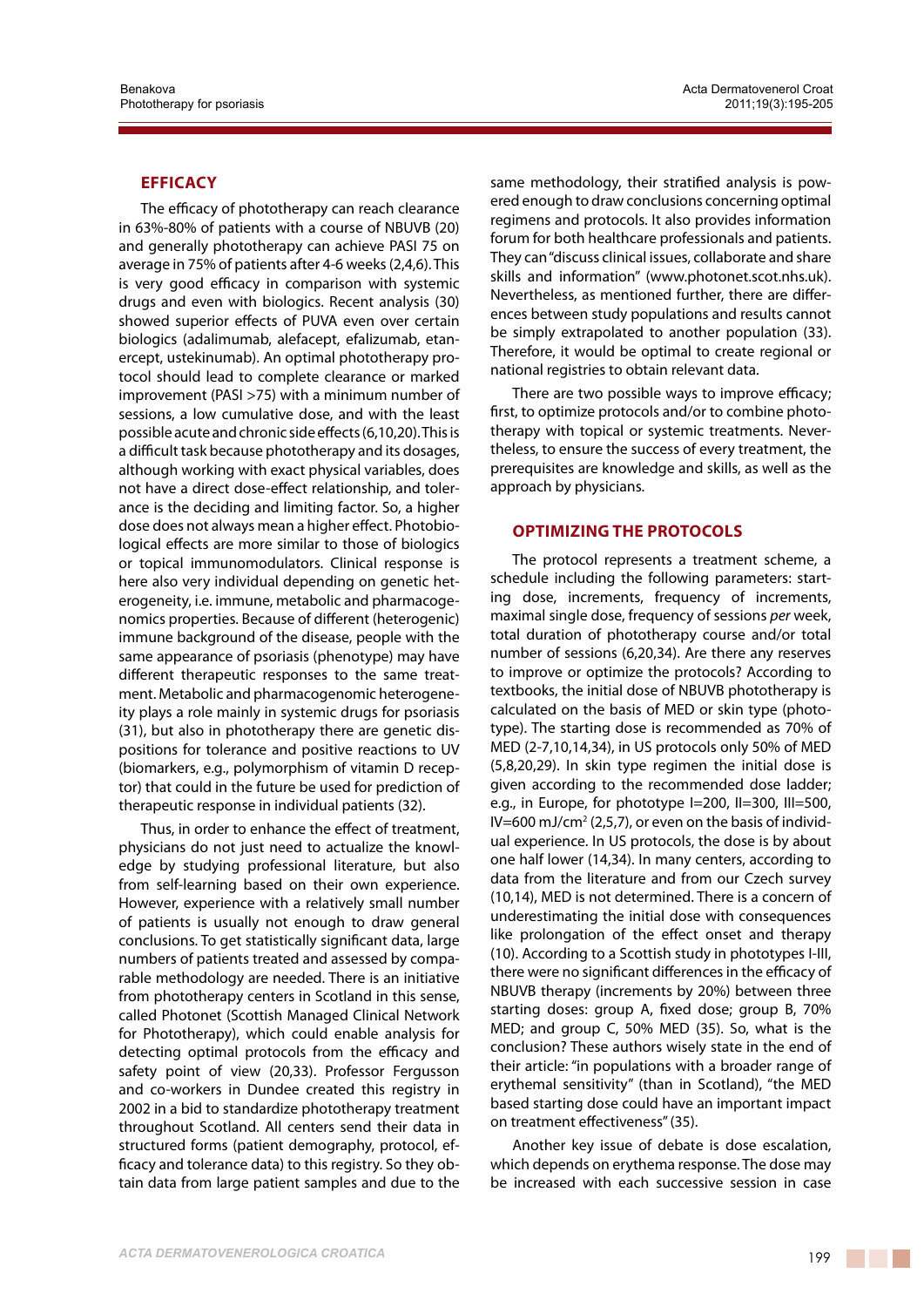## EFFICACY

The efficacy of phototherapy can reach clearance in 63%-80% of patients with a course of NBUVB (20) and generally phototherapy can achieve PASI 75 on average in 75% of patients after 4-6 weeks (2,4,6). This is very good efficacy in comparison with systemic drugs and even with biologics. Recent analysis (30) showed superior effects of PUVA even over certain biologics (adalimumab, alefacept, efalizumab, etanercept, ustekinumab). An optimal phototherapy protocol should lead to complete clearance or marked improvement (PASI >75) with a minimum number of sessions, a low cumulative dose, and with the least possible acute and chronic side effects (6,10,20). This is a difficult task because phototherapy and its dosages, although working with exact physical variables, does not have a direct dose-effect relationship, and tolerance is the deciding and limiting factor. So, a higher dose does not always mean a higher effect. Photobiological effects are more similar to those of biologics or topical immunomodulators. Clinical response is here also very individual depending on genetic heterogeneity, i.e. immune, metabolic and pharmacogenomics properties. Because of different (heterogenic) immune background of the disease, people with the same appearance of psoriasis (phenotype) may have different therapeutic responses to the same treatment. Metabolic and pharmacogenomic heterogeneity plays a role mainly in systemic drugs for psoriasis (31), but also in phototherapy there are genetic dispositions for tolerance and positive reactions to UV (biomarkers, e.g., polymorphism of vitamin D receptor) that could in the future be used for prediction of therapeutic response in individual patients (32).

Thus, in order to enhance the effect of treatment, physicians do not just need to actualize the knowledge by studying professional literature, but also from self-learning based on their own experience. However, experience with a relatively small number of patients is usually not enough to draw general conclusions. To get statistically significant data, large numbers of patients treated and assessed by comparable methodology are needed. There is an initiative from phototherapy centers in Scotland in this sense, called Photonet (Scottish Managed Clinical Network for Phototherapy), which could enable analysis for detecting optimal protocols from the efficacy and safety point of view (20,33). Professor Fergusson and co-workers in Dundee created this registry in 2002 in a bid to standardize phototherapy treatment throughout Scotland. All centers send their data in structured forms (patient demography, protocol, efficacy and tolerance data) to this registry. So they obtain data from large patient samples and due to the same methodology, their stratified analysis is powered enough to draw conclusions concerning optimal regimens and protocols. It also provides information forum for both healthcare professionals and patients. They can "discuss clinical issues, collaborate and share skills and information" (www.photonet.scot.nhs.uk). Nevertheless, as mentioned further, there are differences between study populations and results cannot be simply extrapolated to another population (33). Therefore, it would be optimal to create regional or national registries to obtain relevant data.

There are two possible ways to improve efficacy; first, to optimize protocols and/or to combine phototherapy with topical or systemic treatments. Nevertheless, to ensure the success of every treatment, the prerequisites are knowledge and skills, as well as the approach by physicians.

## OPTIMIZING THE PROTOCOLS

The protocol represents a treatment scheme, a schedule including the following parameters: starting dose, increments, frequency of increments, maximal single dose, frequency of sessions *per* week, total duration of phototherapy course and/or total number of sessions (6,20,34). Are there any reserves to improve or optimize the protocols? According to textbooks, the initial dose of NBUVB phototherapy is calculated on the basis of MED or skin type (phototype). The starting dose is recommended as 70% of MED (2-7,10,14,34), in US protocols only 50% of MED (5,8,20,29). In skin type regimen the initial dose is given according to the recommended dose ladder; e.g., in Europe, for phototype I=200, II=300, III=500, IV=600 mJ/cm$^2$ (2,5,7), or even on the basis of individual experience. In US protocols, the dose is by about one half lower (14,34). In many centers, according to data from the literature and from our Czech survey (10,14), MED is not determined. There is a concern of underestimating the initial dose with consequences like prolongation of the effect onset and therapy (10). According to a Scottish study in phototypes I-III, there were no significant differences in the efficacy of NBUVB therapy (increments by 20%) between three starting doses: group A, fixed dose; group B, 70% MED; and group C, 50% MED (35). So, what is the conclusion? These authors wisely state in the end of their article: "in populations with a broader range of erythemal sensitivity" (than in Scotland), "the MED based starting dose could have an important impact on treatment effectiveness" (35).

Another key issue of debate is dose escalation, which depends on erythema response. The dose may be increased with each successive session in case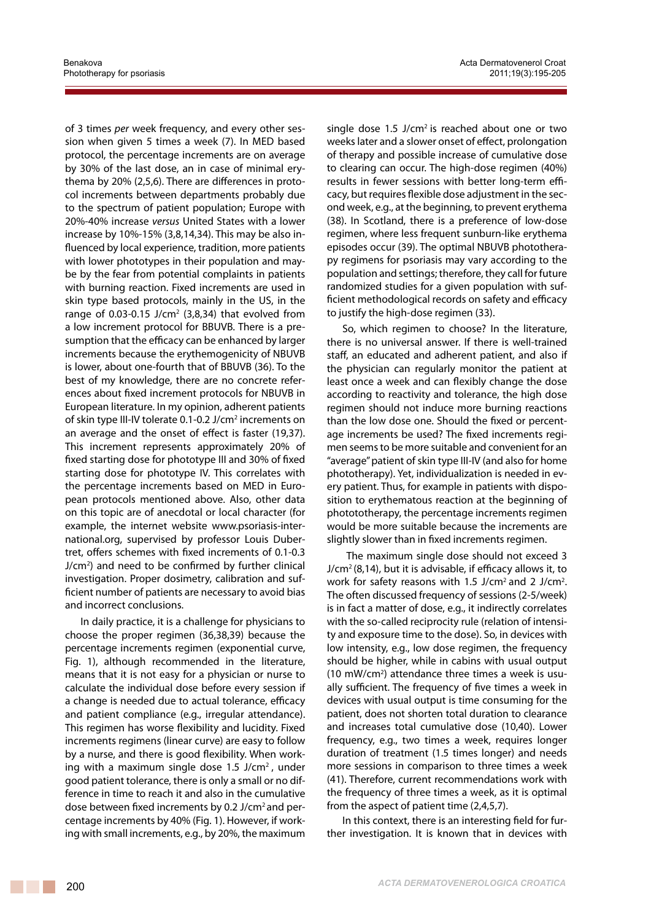of 3 times *per* week frequency, and every other session when given 5 times a week (7). In MED based protocol, the percentage increments are on average by 30% of the last dose, an in case of minimal erythema by 20% (2,5,6). There are differences in protocol increments between departments probably due to the spectrum of patient population; Europe with 20%-40% increase *versus* United States with a lower increase by 10%-15% (3,8,14,34). This may be also influenced by local experience, tradition, more patients with lower phototypes in their population and maybe by the fear from potential complaints in patients with burning reaction. Fixed increments are used in skin type based protocols, mainly in the US, in the range of 0.03-0.15 J/cm$^2$ (3,8,34) that evolved from a low increment protocol for BBUVB. There is a presumption that the efficacy can be enhanced by larger increments because the erythemogenicity of NBUVB is lower, about one-fourth that of BBUVB (36). To the best of my knowledge, there are no concrete references about fixed increment protocols for NBUVB in European literature. In my opinion, adherent patients of skin type III-IV tolerate 0.1-0.2 J/cm$^2$ increments on an average and the onset of effect is faster (19,37). This increment represents approximately 20% of fixed starting dose for phototype III and 30% of fixed starting dose for phototype IV. This correlates with the percentage increments based on MED in European protocols mentioned above. Also, other data on this topic are of anecdotal or local character (for example, the internet website www.psoriasis-international.org, supervised by professor Louis Dubertret, offers schemes with fixed increments of 0.1-0.3 J/cm$^2$) and need to be confirmed by further clinical investigation. Proper dosimetry, calibration and sufficient number of patients are necessary to avoid bias and incorrect conclusions.

In daily practice, it is a challenge for physicians to choose the proper regimen (36,38,39) because the percentage increments regimen (exponential curve, Fig. 1), although recommended in the literature, means that it is not easy for a physician or nurse to calculate the individual dose before every session if a change is needed due to actual tolerance, efficacy and patient compliance (e.g., irregular attendance). This regimen has worse flexibility and lucidity. Fixed increments regimens (linear curve) are easy to follow by a nurse, and there is good flexibility. When working with a maximum single dose 1.5 J/cm$^2$, under good patient tolerance, there is only a small or no difference in time to reach it and also in the cumulative dose between fixed increments by 0.2 J/cm$^2$ and percentage increments by 40% (Fig. 1). However, if working with small increments, e.g., by 20%, the maximum single dose 1.5 J/cm$^2$ is reached about one or two weeks later and a slower onset of effect, prolongation of therapy and possible increase of cumulative dose to clearing can occur. The high-dose regimen (40%) results in fewer sessions with better long-term efficacy, but requires flexible dose adjustment in the second week, e.g., at the beginning, to prevent erythema (38). In Scotland, there is a preference of low-dose regimen, where less frequent sunburn-like erythema episodes occur (39). The optimal NBUVB phototherapy regimens for psoriasis may vary according to the population and settings; therefore, they call for future randomized studies for a given population with sufficient methodological records on safety and efficacy to justify the high-dose regimen (33).

So, which regimen to choose? In the literature, there is no universal answer. If there is well-trained staff, an educated and adherent patient, and also if the physician can regularly monitor the patient at least once a week and can flexibly change the dose according to reactivity and tolerance, the high dose regimen should not induce more burning reactions than the low dose one. Should the fixed or percentage increments be used? The fixed increments regimen seems to be more suitable and convenient for an "average" patient of skin type III-IV (and also for home phototherapy). Yet, individualization is needed in every patient. Thus, for example in patients with disposition to erythematous reaction at the beginning of phototherapy, the percentage increments regimen would be more suitable because the increments are slightly slower than in fixed increments regimen.

The maximum single dose should not exceed 3 J/cm$^2$ (8,14), but it is advisable, if efficacy allows it, to work for safety reasons with 1.5 J/cm$^2$ and 2 J/cm$^2$. The often discussed frequency of sessions (2-5/week) is in fact a matter of dose, e.g., it indirectly correlates with the so-called reciprocity rule (relation of intensity and exposure time to the dose). So, in devices with low intensity, e.g., low dose regimen, the frequency should be higher, while in cabins with usual output (10 mW/cm$^2$) attendance three times a week is usually sufficient. The frequency of five times a week in devices with usual output is time consuming for the patient, does not shorten total duration to clearance and increases total cumulative dose (10,40). Lower frequency, e.g., two times a week, requires longer duration of treatment (1.5 times longer) and needs more sessions in comparison to three times a week (41). Therefore, current recommendations work with the frequency of three times a week, as it is optimal from the aspect of patient time (2,4,5,7).

In this context, there is an interesting field for further investigation. It is known that in devices with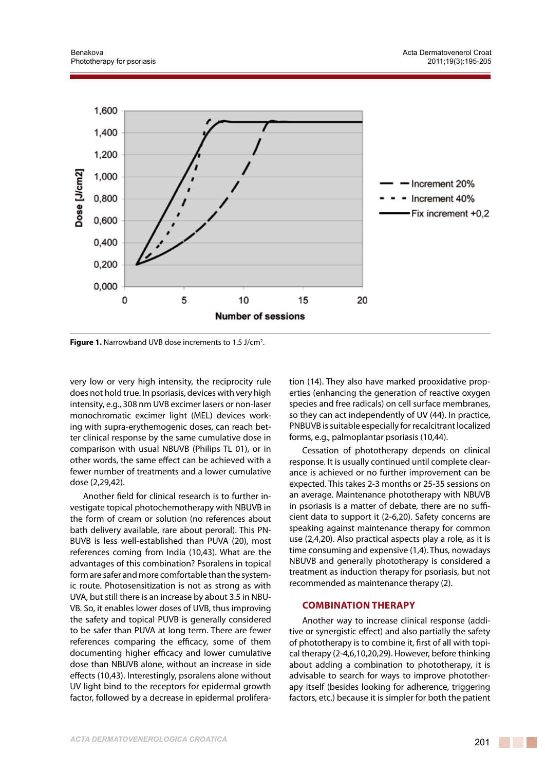**Figure 1.** Narrowband UVB dose increments to 1.5 J/cm².

very low or very high intensity, the reciprocity rule does not hold true. In psoriasis, devices with very high intensity, e.g., 308 nm UVB excimer lasers or non-laser monochromatic excimer light (MEL) devices working with supra-erythemogenic doses, can reach better clinical response by the same cumulative dose in comparison with usual NBUVB (Philips TL 01), or in other words, the same effect can be achieved with a fewer number of treatments and a lower cumulative dose (2,29,42).

Another field for clinical research is to further investigate topical photochemotherapy with NBUVB in the form of cream or solution (no references about bath delivery available, rare about peroral). This PNBUVB is less well-established than PUVA (20), most references coming from India (10,43). What are the advantages of this combination? Psoralens in topical form are safer and more comfortable than the systemic route. Photosensitization is not as strong as with UVA, but still there is an increase by about 3.5 in NBUVB. So, it enables lower doses of UVB, thus improving the safety and topical PUVB is generally considered to be safer than PUVA at long term. There are fewer references comparing the efficacy, some of them documenting higher efficacy and lower cumulative dose than NBUVB alone, without an increase in side effects (10,43). Interestingly, psoralens alone without UV light bind to the receptors for epidermal growth factor, followed by a decrease in epidermal proliferation (14). They also have marked prooxidative properties (enhancing the generation of reactive oxygen species and free radicals) on cell surface membranes, so they can act independently of UV (44). In practice, PNBUVB is suitable especially for recalcitrant localized forms, e.g., palmoplantar psoriasis (10,44).

Cessation of phototherapy depends on clinical response. It is usually continued until complete clearance is achieved or no further improvement can be expected. This takes 2-3 months or 25-35 sessions on an average. Maintenance phototherapy with NBUVB in psoriasis is a matter of debate, there are no sufficient data to support it (2-6,20). Safety concerns are speaking against maintenance therapy for common use (2,4,20). Also practical aspects play a role, as it is time consuming and expensive (1,4). Thus, nowadays NBUVB and generally phototherapy is considered a treatment as induction therapy for psoriasis, but not recommended as maintenance therapy (2).

## COMBINATION THERAPY

Another way to increase clinical response (additive or synergistic effect) and also partially the safety of phototherapy is to combine it, first of all with topical therapy (2-4,6,10,20,29). However, before thinking about adding a combination to phototherapy, it is advisable to search for ways to improve phototherapy itself (besides looking for adherence, triggering factors, etc.) because it is simpler for both the patient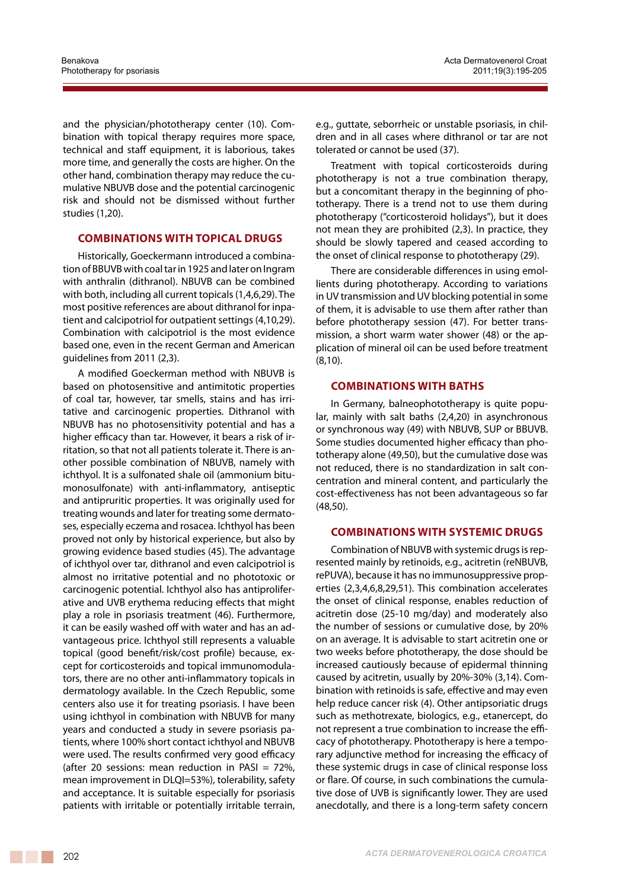and the physician/phototherapy center (10). Combination with topical therapy requires more space, technical and staff equipment, it is laborious, takes more time, and generally the costs are higher. On the other hand, combination therapy may reduce the cumulative NBUVB dose and the potential carcinogenic risk and should not be dismissed without further studies (1,20).

## COMBINATIONS WITH TOPICAL DRUGS

Historically, Goeckermann introduced a combination of BBUVB with coal tar in 1925 and later on Ingram with anthralin (dithranol). NBUVB can be combined with both, including all current topicals (1,4,6,29). The most positive references are about dithranol for inpatient and calcipotriol for outpatient settings (4,10,29). Combination with calcipotriol is the most evidence based one, even in the recent German and American guidelines from 2011 (2,3).

A modified Goeckerman method with NBUVB is based on photosensitive and antimitotic properties of coal tar, however, tar smells, stains and has irritative and carcinogenic properties. Dithranol with NBUVB has no photosensitivity potential and has a higher efficacy than tar. However, it bears a risk of irritation, so that not all patients tolerate it. There is another possible combination of NBUVB, namely with ichthyol. It is a sulfonated shale oil (ammonium bitumonosulfonate) with anti-inflammatory, antiseptic and antipruritic properties. It was originally used for treating wounds and later for treating some dermatoses, especially eczema and rosacea. Ichthyol has been proved not only by historical experience, but also by growing evidence based studies (45). The advantage of ichthyol over tar, dithranol and even calcipotriol is almost no irritative potential and no phototoxic or carcinogenic potential. Ichthyol also has antiproliferative and UVB erythema reducing effects that might play a role in psoriasis treatment (46). Furthermore, it can be easily washed off with water and has an advantageous price. Ichthyol still represents a valuable topical (good benefit/risk/cost profile) because, except for corticosteroids and topical immunomodulators, there are no other anti-inflammatory topicals in dermatology available. In the Czech Republic, some centers also use it for treating psoriasis. I have been using ichthyol in combination with NBUVB for many years and conducted a study in severe psoriasis patients, where 100% short contact ichthyol and NBUVB were used. The results confirmed very good efficacy (after 20 sessions: mean reduction in PASI = 72%, mean improvement in DLQI=53%), tolerability, safety and acceptance. It is suitable especially for psoriasis patients with irritable or potentially irritable terrain, e.g., guttate, seborrheic or unstable psoriasis, in children and in all cases where dithranol or tar are not tolerated or cannot be used (37).

Treatment with topical corticosteroids during phototherapy is not a true combination therapy, but a concomitant therapy in the beginning of phototherapy. There is a trend not to use them during phototherapy ("corticosteroid holidays"), but it does not mean they are prohibited (2,3). In practice, they should be slowly tapered and ceased according to the onset of clinical response to phototherapy (29).

There are considerable differences in using emollients during phototherapy. According to variations in UV transmission and UV blocking potential in some of them, it is advisable to use them after rather than before phototherapy session (47). For better transmission, a short warm water shower (48) or the application of mineral oil can be used before treatment (8,10).

## COMBINATIONS WITH BATHS

In Germany, balneophototherapy is quite popular, mainly with salt baths (2,4,20) in asynchronous or synchronous way (49) with NBUVB, SUP or BBUVB. Some studies documented higher efficacy than phototherapy alone (49,50), but the cumulative dose was not reduced, there is no standardization in salt concentration and mineral content, and particularly the cost-effectiveness has not been advantageous so far (48,50).

## COMBINATIONS WITH SYSTEMIC DRUGS

Combination of NBUVB with systemic drugs is represented mainly by retinoids, e.g., acitretin (reNBUVB, rePUVA), because it has no immunosuppressive properties (2,3,4,6,8,29,51). This combination accelerates the onset of clinical response, enables reduction of acitretin dose (25-10 mg/day) and moderately also the number of sessions or cumulative dose, by 20% on an average. It is advisable to start acitretin one or two weeks before phototherapy, the dose should be increased cautiously because of epidermal thinning caused by acitretin, usually by 20%-30% (3,14). Combination with retinoids is safe, effective and may even help reduce cancer risk (4). Other antipsoriatic drugs such as methotrexate, biologics, e.g., etanercept, do not represent a true combination to increase the efficacy of phototherapy. Phototherapy is here a temporary adjunctive method for increasing the efficacy of these systemic drugs in case of clinical response loss or flare. Of course, in such combinations the cumulative dose of UVB is significantly lower. They are used anecdotally, and there is a long-term safety concern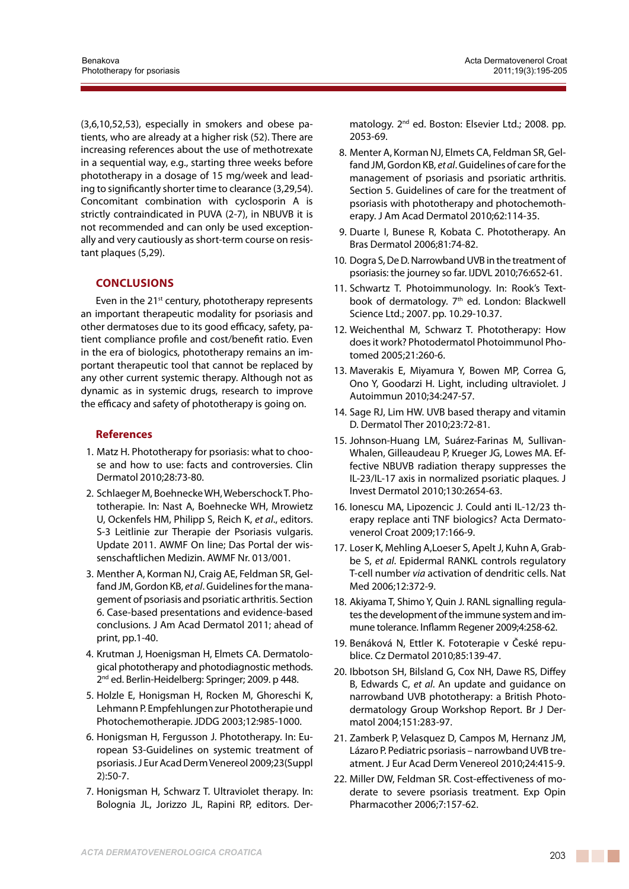(3,6,10,52,53), especially in smokers and obese patients, who are already at a higher risk (52). There are increasing references about the use of methotrexate in a sequential way, e.g., starting three weeks before phototherapy in a dosage of 15 mg/week and leading to significantly shorter time to clearance (3,29,54). Concomitant combination with cyclosporin A is strictly contraindicated in PUVA (2-7), in NBUVB it is not recommended and can only be used exceptionally and very cautiously as short-term course on resistant plaques (5,29).

## CONCLUSIONS

Even in the 21st century, phototherapy represents an important therapeutic modality for psoriasis and other dermatoses due to its good efficacy, safety, patient compliance profile and cost/benefit ratio. Even in the era of biologics, phototherapy remains an important therapeutic tool that cannot be replaced by any other current systemic therapy. Although not as dynamic as in systemic drugs, research to improve the efficacy and safety of phototherapy is going on.

## References

1. Matz H. Phototherapy for psoriasis: what to choose and how to use: facts and controversies. Clin Dermatol 2010;28:73-80.
2. Schlaeger M, Boehnecke WH, Weberschock T. Phototherapie. In: Nast A, Boehnecke WH, Mrowietz U, Ockenfels HM, Philipp S, Reich K, *et al*., editors. S-3 Leitlinie zur Therapie der Psoriasis vulgaris. Update 2011. AWMF On line; Das Portal der wissenschaftlichen Medizin. AWMF Nr. 013/001.
3. Menther A, Korman NJ, Craig AE, Feldman SR, Gelfand JM, Gordon KB, *et al*. Guidelines for the management of psoriasis and psoriatic arthritis. Section 6. Case-based presentations and evidence-based conclusions. J Am Acad Dermatol 2011; ahead of print, pp.1-40.
4. Krutman J, Hoenigsman H, Elmets CA. Dermatological phototherapy and photodiagnostic methods. 2nd ed. Berlin-Heidelberg: Springer; 2009. p 448.
5. Holzle E, Honigsman H, Rocken M, Ghoreschi K, Lehmann P. Empfehlungen zur Phototherapie und Photochemotherapie. JDDG 2003;12:985-1000.
6. Honigsman H, Fergusson J. Phototherapy. In: European S3-Guidelines on systemic treatment of psoriasis. J Eur Acad Derm Venereol 2009;23(Suppl 2):50-7.
7. Honigsman H, Schwarz T. Ultraviolet therapy. In: Bolognia JL, Jorizzo JL, Rapini RP, editors. Dermatology. 2nd ed. Boston: Elsevier Ltd.; 2008. pp. 2053-69.
8. Menter A, Korman NJ, Elmets CA, Feldman SR, Gelfand JM, Gordon KB, *et al*. Guidelines of care for the management of psoriasis and psoriatic arthritis. Section 5. Guidelines of care for the treatment of psoriasis with phototherapy and photochemotherapy. J Am Acad Dermatol 2010;62:114-35.
9. Duarte I, Bunese R, Kobata C. Phototherapy. An Bras Dermatol 2006;81:74-82.
10. Dogra S, De D. Narrowband UVB in the treatment of psoriasis: the journey so far. IJDVL 2010;76:652-61.
11. Schwartz T. Photoimmunology. In: Rook's Textbook of dermatology. 7th ed. London: Blackwell Science Ltd.; 2007. pp. 10.29-10.37.
12. Weichenthal M, Schwarz T. Phototherapy: How does it work? Photodermatol Photoimmunol Photomed 2005;21:260-6.
13. Maverakis E, Miyamura Y, Bowen MP, Correa G, Ono Y, Goodarzi H. Light, including ultraviolet. J Autoimmun 2010;34:247-57.
14. Sage RJ, Lim HW. UVB based therapy and vitamin D. Dermatol Ther 2010;23:72-81.
15. Johnson-Huang LM, Suárez-Farinas M, Sullivan-Whalen, Gilleaudeau P, Krueger JG, Lowes MA. Effective NBUVB radiation therapy suppresses the IL-23/IL-17 axis in normalized psoriatic plaques. J Invest Dermatol 2010;130:2654-63.
16. Ionescu MA, Lipozencic J. Could anti IL-12/23 therapy replace anti TNF biologics? Acta Dermatovenerol Croat 2009;17:166-9.
17. Loser K, Mehling A,Loeser S, Apelt J, Kuhn A, Grabbe S, *et al*. Epidermal RANKL controls regulatory T-cell number *via* activation of dendritic cells. Nat Med 2006;12:372-9.
18. Akiyama T, Shimo Y, Quin J. RANL signalling regulates the development of the immune system and immune tolerance. Inflamm Regener 2009;4:258-62.
19. Benáková N, Ettler K. Fototerapie v České republice. Cz Dermatol 2010;85:139-47.
20. Ibbotson SH, Bilsland G, Cox NH, Dawe RS, Diffey B, Edwards C, *et al*. An update and guidance on narrowband UVB phototherapy: a British Photodermatology Group Workshop Report. Br J Dermatol 2004;151:283-97.
21. Zamberk P, Velasquez D, Campos M, Hernanz JM, Lázaro P. Pediatric psoriasis – narrowband UVB treatment. J Eur Acad Derm Venereol 2010;24:415-9.
22. Miller DW, Feldman SR. Cost-effectiveness of moderate to severe psoriasis treatment. Exp Opin Pharmacother 2006;7:157-62.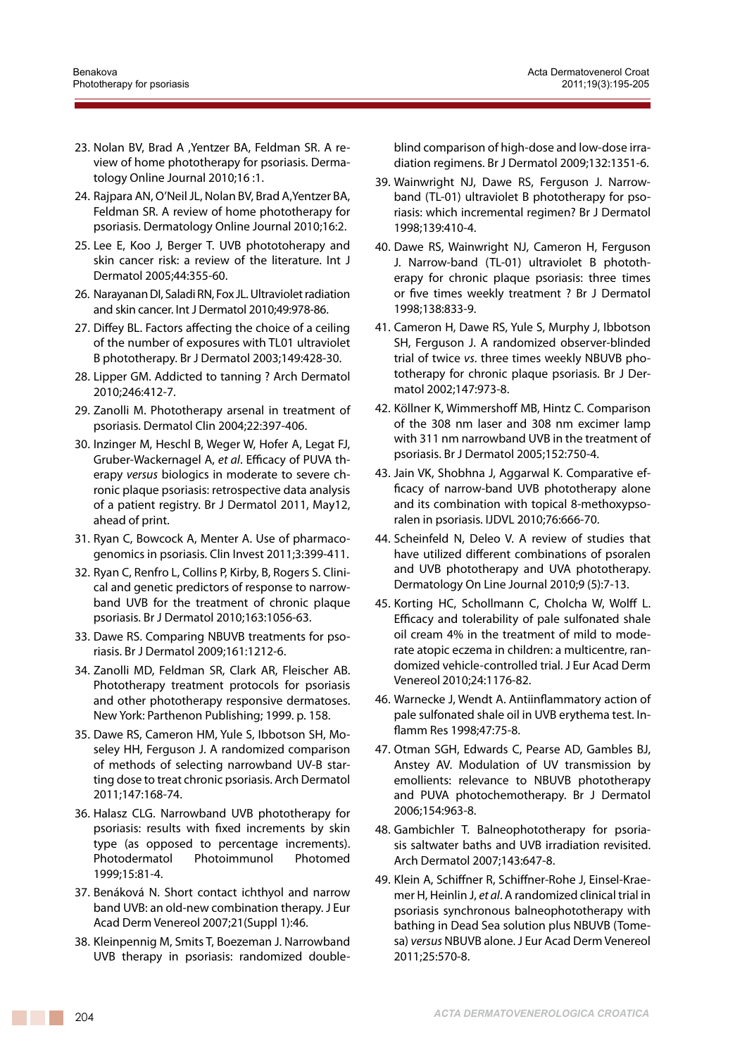23. Nolan BV, Brad A ,Yentzer BA, Feldman SR. A review of home phototherapy for psoriasis. Dermatology Online Journal 2010;16 :1.
24. Rajpara AN, O'Neil JL, Nolan BV, Brad A,Yentzer BA, Feldman SR. A review of home phototherapy for psoriasis. Dermatology Online Journal 2010;16:2.
25. Lee E, Koo J, Berger T. UVB phototoherapy and skin cancer risk: a review of the literature. Int J Dermatol 2005;44:355-60.
26. Narayanan DI, Saladi RN, Fox JL. Ultraviolet radiation and skin cancer. Int J Dermatol 2010;49:978-86.
27. Diffey BL. Factors affecting the choice of a ceiling of the number of exposures with TL01 ultraviolet B phototherapy. Br J Dermatol 2003;149:428-30.
28. Lipper GM. Addicted to tanning ? Arch Dermatol 2010;246:412-7.
29. Zanolli M. Phototherapy arsenal in treatment of psoriasis. Dermatol Clin 2004;22:397-406.
30. Inzinger M, Heschl B, Weger W, Hofer A, Legat FJ, Gruber-Wackernagel A, *et al*. Efficacy of PUVA therapy *versus* biologics in moderate to severe chronic plaque psoriasis: retrospective data analysis of a patient registry. Br J Dermatol 2011, May12, ahead of print.
31. Ryan C, Bowcock A, Menter A. Use of pharmacogenomics in psoriasis. Clin Invest 2011;3:399-411.
32. Ryan C, Renfro L, Collins P, Kirby, B, Rogers S. Clinical and genetic predictors of response to narrowband UVB for the treatment of chronic plaque psoriasis. Br J Dermatol 2010;163:1056-63.
33. Dawe RS. Comparing NBUVB treatments for psoriasis. Br J Dermatol 2009;161:1212-6.
34. Zanolli MD, Feldman SR, Clark AR, Fleischer AB. Phototherapy treatment protocols for psoriasis and other phototherapy responsive dermatoses. New York: Parthenon Publishing; 1999. p. 158.
35. Dawe RS, Cameron HM, Yule S, Ibbotson SH, Moseley HH, Ferguson J. A randomized comparison of methods of selecting narrowband UV-B starting dose to treat chronic psoriasis. Arch Dermatol 2011;147:168-74.
36. Halasz CLG. Narrowband UVB phototherapy for psoriasis: results with fixed increments by skin type (as opposed to percentage increments). Photodermatol Photoimmunol Photomed 1999;15:81-4.
37. Benáková N. Short contact ichthyol and narrow band UVB: an old-new combination therapy. J Eur Acad Derm Venereol 2007;21(Suppl 1):46.
38. Kleinpennig M, Smits T, Boezeman J. Narrowband UVB therapy in psoriasis: randomized double-blind comparison of high-dose and low-dose irradiation regimens. Br J Dermatol 2009;132:1351-6.
39. Wainwright NJ, Dawe RS, Ferguson J. Narrowband (TL-01) ultraviolet B phototherapy for psoriasis: which incremental regimen? Br J Dermatol 1998;139:410-4.
40. Dawe RS, Wainwright NJ, Cameron H, Ferguson J. Narrow-band (TL-01) ultraviolet B phototherapy for chronic plaque psoriasis: three times or five times weekly treatment ? Br J Dermatol 1998;138:833-9.
41. Cameron H, Dawe RS, Yule S, Murphy J, Ibbotson SH, Ferguson J. A randomized observer-blinded trial of twice *vs*. three times weekly NBUVB phototherapy for chronic plaque psoriasis. Br J Dermatol 2002;147:973-8.
42. Köllner K, Wimmershoff MB, Hintz C. Comparison of the 308 nm laser and 308 nm excimer lamp with 311 nm narrowband UVB in the treatment of psoriasis. Br J Dermatol 2005;152:750-4.
43. Jain VK, Shobhna J, Aggarwal K. Comparative efficacy of narrow-band UVB phototherapy alone and its combination with topical 8-methoxypsoralen in psoriasis. IJDVL 2010;76:666-70.
44. Scheinfeld N, Deleo V. A review of studies that have utilized different combinations of psoralen and UVB phototherapy and UVA phototherapy. Dermatology On Line Journal 2010;9 (5):7-13.
45. Korting HC, Schollmann C, Cholcha W, Wolff L. Efficacy and tolerability of pale sulfonated shale oil cream 4% in the treatment of mild to moderate atopic eczema in children: a multicentre, randomized vehicle-controlled trial. J Eur Acad Derm Venereol 2010;24:1176-82.
46. Warnecke J, Wendt A. Antiinflammatory action of pale sulfonated shale oil in UVB erythema test. Inflamm Res 1998;47:75-8.
47. Otman SGH, Edwards C, Pearse AD, Gambles BJ, Anstey AV. Modulation of UV transmission by emollients: relevance to NBUVB phototherapy and PUVA photochemotherapy. Br J Dermatol 2006;154:963-8.
48. Gambichler T. Balneophototherapy for psoriasis saltwater baths and UVB irradiation revisited. Arch Dermatol 2007;143:647-8.
49. Klein A, Schiffner R, Schiffner-Rohe J, Einsel-Kraemer H, Heinlin J, *et al*. A randomized clinical trial in psoriasis synchronous balneophototherapy with bathing in Dead Sea solution plus NBUVB (Tomesa) *versus* NBUVB alone. J Eur Acad Derm Venereol 2011;25:570-8.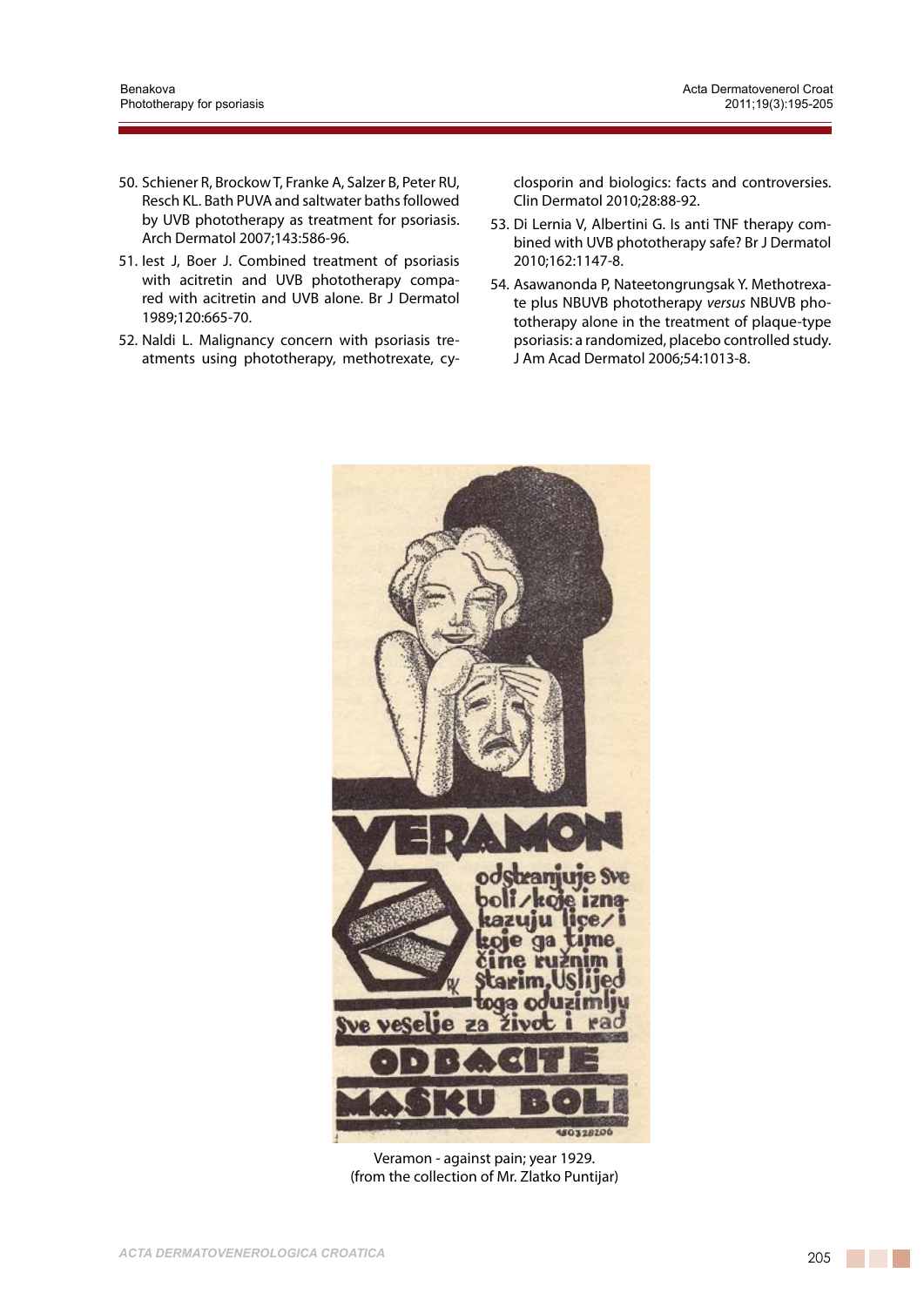50. Schiener R, Brockow T, Franke A, Salzer B, Peter RU, Resch KL. Bath PUVA and saltwater baths followed by UVB phototherapy as treatment for psoriasis. Arch Dermatol 2007;143:586-96.
51. Iest J, Boer J. Combined treatment of psoriasis with acitretin and UVB phototherapy compared with acitretin and UVB alone. Br J Dermatol 1989;120:665-70.
52. Naldi L. Malignancy concern with psoriasis treatments using phototherapy, methotrexate, cyclosporin and biologics: facts and controversies. Clin Dermatol 2010;28:88-92.
53. Di Lernia V, Albertini G. Is anti TNF therapy combined with UVB phototherapy safe? Br J Dermatol 2010;162:1147-8.
54. Asawanonda P, Nateetongrungsak Y. Methotrexate plus NBUVB phototherapy *versus* NBUVB phototherapy alone in the treatment of plaque-type psoriasis: a randomized, placebo controlled study. J Am Acad Dermatol 2006;54:1013-8.

Veramon - against pain; year 1929.
(from the collection of Mr. Zlatko Puntijar)